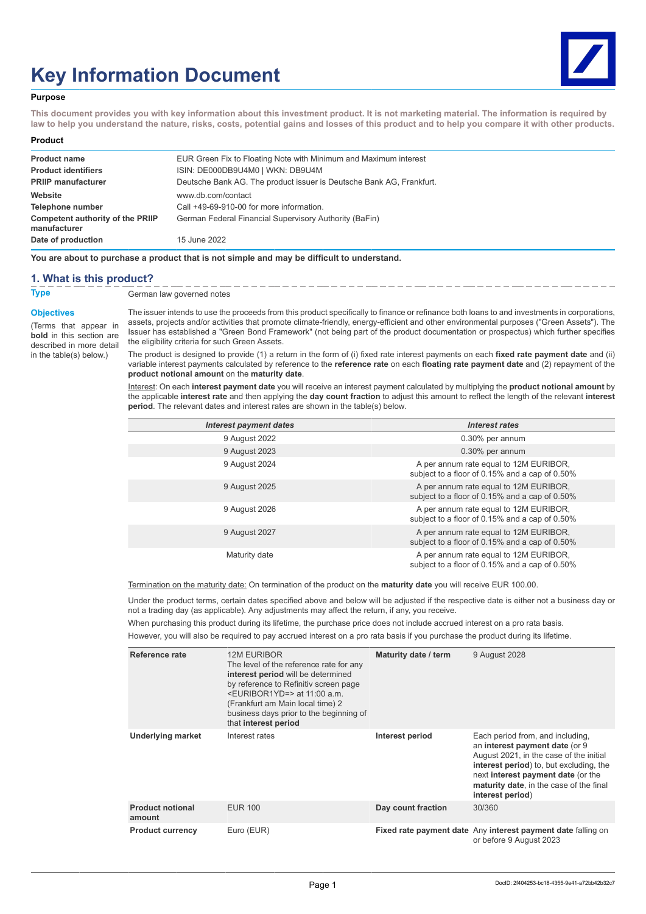# Key Information Document

**Purpose**

**This document provides you with key information about this investment product. It is not marketing material. The information is required by law to help you understand the nature, risks, costs, potential gains and losses of this product and to help you compare it with other products.**

**Product**

| | |
|---|---|
| **Product name** | EUR Green Fix to Floating Note with Minimum and Maximum interest |
| **Product identifiers** | ISIN: DE000DB9U4M0 \| WKN: DB9U4M |
| **PRIIP manufacturer** | Deutsche Bank AG. The product issuer is Deutsche Bank AG, Frankfurt. |
| **Website** | www.db.com/contact |
| **Telephone number** | Call +49-69-910-00 for more information. |
| **Competent authority of the PRIIP manufacturer** | German Federal Financial Supervisory Authority (BaFin) |
| **Date of production** | 15 June 2022 |

**You are about to purchase a product that is not simple and may be difficult to understand.**

## 1. What is this product?

**Type**

German law governed notes

**Objectives**

(Terms that appear in **bold** in this section are described in more detail in the table(s) below.)

The issuer intends to use the proceeds from this product specifically to finance or refinance both loans to and investments in corporations, assets, projects and/or activities that promote climate-friendly, energy-efficient and other environmental purposes ("Green Assets"). The Issuer has established a "Green Bond Framework" (not being part of the product documentation or prospectus) which further specifies the eligibility criteria for such Green Assets.

The product is designed to provide (1) a return in the form of (i) fixed rate interest payments on each **fixed rate payment date** and (ii) variable interest payments calculated by reference to the **reference rate** on each **floating rate payment date** and (2) repayment of the **product notional amount** on the **maturity date**.

Interest: On each **interest payment date** you will receive an interest payment calculated by multiplying the **product notional amount** by the applicable **interest rate** and then applying the **day count fraction** to adjust this amount to reflect the length of the relevant **interest period**. The relevant dates and interest rates are shown in the table(s) below.

| *Interest payment dates* | *Interest rates* |
|---|---|
| 9 August 2022 | 0.30% per annum |
| 9 August 2023 | 0.30% per annum |
| 9 August 2024 | A per annum rate equal to 12M EURIBOR, subject to a floor of 0.15% and a cap of 0.50% |
| 9 August 2025 | A per annum rate equal to 12M EURIBOR, subject to a floor of 0.15% and a cap of 0.50% |
| 9 August 2026 | A per annum rate equal to 12M EURIBOR, subject to a floor of 0.15% and a cap of 0.50% |
| 9 August 2027 | A per annum rate equal to 12M EURIBOR, subject to a floor of 0.15% and a cap of 0.50% |
| Maturity date | A per annum rate equal to 12M EURIBOR, subject to a floor of 0.15% and a cap of 0.50% |

Termination on the maturity date: On termination of the product on the **maturity date** you will receive EUR 100.00.

Under the product terms, certain dates specified above and below will be adjusted if the respective date is either not a business day or not a trading day (as applicable). Any adjustments may affect the return, if any, you receive.

When purchasing this product during its lifetime, the purchase price does not include accrued interest on a pro rata basis.

However, you will also be required to pay accrued interest on a pro rata basis if you purchase the product during its lifetime.

| | | | |
|---|---|---|---|
| **Reference rate** | 12M EURIBOR The level of the reference rate for any **interest period** will be determined by reference to Refinitiv screen page <EURIBOR1YD=> at 11:00 a.m. (Frankfurt am Main local time) 2 business days prior to the beginning of that **interest period** | **Maturity date / term** | 9 August 2028 |
| **Underlying market** | Interest rates | **Interest period** | Each period from, and including, an **interest payment date** (or 9 August 2021, in the case of the initial **interest period**) to, but excluding, the next **interest payment date** (or the **maturity date**, in the case of the final **interest period**) |
| **Product notional amount** | EUR 100 | **Day count fraction** | 30/360 |
| **Product currency** | Euro (EUR) | **Fixed rate payment date** | Any **interest payment date** falling on or before 9 August 2023 |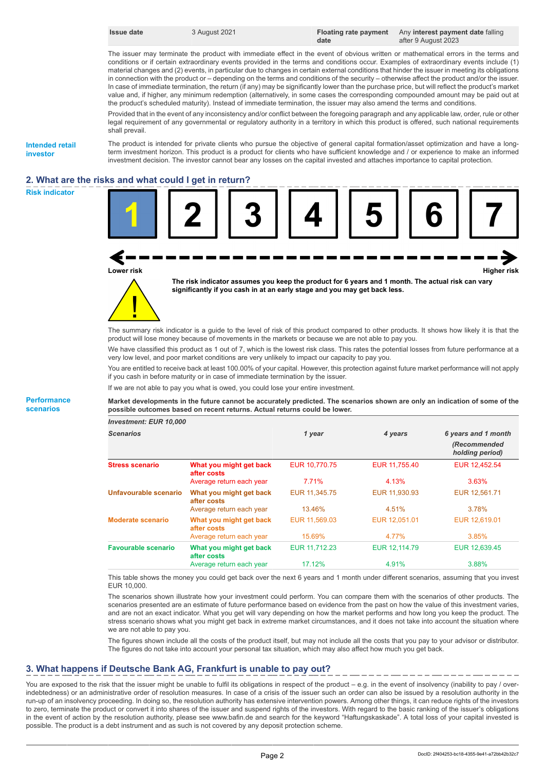| Issue date | 3 August 2021 | Floating rate payment date | Any interest payment date falling after 9 August 2023 |
|---|---|---|---|

The issuer may terminate the product with immediate effect in the event of obvious written or mathematical errors in the terms and conditions or if certain extraordinary events provided in the terms and conditions occur. Examples of extraordinary events include (1) material changes and (2) events, in particular due to changes in certain external conditions that hinder the issuer in meeting its obligations in connection with the product or – depending on the terms and conditions of the security – otherwise affect the product and/or the issuer. In case of immediate termination, the return (if any) may be significantly lower than the purchase price, but will reflect the product's market value and, if higher, any minimum redemption (alternatively, in some cases the corresponding compounded amount may be paid out at the product's scheduled maturity). Instead of immediate termination, the issuer may also amend the terms and conditions.

Provided that in the event of any inconsistency and/or conflict between the foregoing paragraph and any applicable law, order, rule or other legal requirement of any governmental or regulatory authority in a territory in which this product is offered, such national requirements shall prevail.

**Intended retail investor**

The product is intended for private clients who pursue the objective of general capital formation/asset optimization and have a long-term investment horizon. This product is a product for clients who have sufficient knowledge and / or experience to make an informed investment decision. The investor cannot bear any losses on the capital invested and attaches importance to capital protection.

## 2. What are the risks and what could I get in return?

**Risk indicator**

| **1** | 2 | 3 | 4 | 5 | 6 | 7 |
|---|---|---|---|---|---|---|

Lower risk ← → Higher risk

**The risk indicator assumes you keep the product for 6 years and 1 month. The actual risk can vary significantly if you cash in at an early stage and you may get back less.**

The summary risk indicator is a guide to the level of risk of this product compared to other products. It shows how likely it is that the product will lose money because of movements in the markets or because we are not able to pay you.

We have classified this product as 1 out of 7, which is the lowest risk class. This rates the potential losses from future performance at a very low level, and poor market conditions are very unlikely to impact our capacity to pay you.

You are entitled to receive back at least 100.00% of your capital. However, this protection against future market performance will not apply if you cash in before maturity or in case of immediate termination by the issuer.

If we are not able to pay you what is owed, you could lose your entire investment.

**Performance scenarios**

**Market developments in the future cannot be accurately predicted. The scenarios shown are only an indication of some of the possible outcomes based on recent returns. Actual returns could be lower.**

| *Investment: EUR 10,000* | | | | |
|---|---|---|---|---|
| ***Scenarios*** | | ***1 year*** | ***4 years*** | ***6 years and 1 month (Recommended holding period)*** |
| **Stress scenario** | **What you might get back after costs** | EUR 10,770.75 | EUR 11,755.40 | EUR 12,452.54 |
| | Average return each year | 7.71% | 4.13% | 3.63% |
| **Unfavourable scenario** | **What you might get back after costs** | EUR 11,345.75 | EUR 11,930.93 | EUR 12,561.71 |
| | Average return each year | 13.46% | 4.51% | 3.78% |
| **Moderate scenario** | **What you might get back after costs** | EUR 11,569.03 | EUR 12,051.01 | EUR 12,619.01 |
| | Average return each year | 15.69% | 4.77% | 3.85% |
| **Favourable scenario** | **What you might get back after costs** | EUR 11,712.23 | EUR 12,114.79 | EUR 12,639.45 |
| | Average return each year | 17.12% | 4.91% | 3.88% |

This table shows the money you could get back over the next 6 years and 1 month under different scenarios, assuming that you invest EUR 10,000.

The scenarios shown illustrate how your investment could perform. You can compare them with the scenarios of other products. The scenarios presented are an estimate of future performance based on evidence from the past on how the value of this investment varies, and are not an exact indicator. What you get will vary depending on how the market performs and how long you keep the product. The stress scenario shows what you might get back in extreme market circumstances, and it does not take into account the situation where we are not able to pay you.

The figures shown include all the costs of the product itself, but may not include all the costs that you pay to your advisor or distributor. The figures do not take into account your personal tax situation, which may also affect how much you get back.

## 3. What happens if Deutsche Bank AG, Frankfurt is unable to pay out?

You are exposed to the risk that the issuer might be unable to fulfil its obligations in respect of the product – e.g. in the event of insolvency (inability to pay / over-indebtedness) or an administrative order of resolution measures. In case of a crisis of the issuer such an order can also be issued by a resolution authority in the run-up of an insolvency proceeding. In doing so, the resolution authority has extensive intervention powers. Among other things, it can reduce rights of the investors to zero, terminate the product or convert it into shares of the issuer and suspend rights of the investors. With regard to the basic ranking of the issuer's obligations in the event of action by the resolution authority, please see www.bafin.de and search for the keyword "Haftungskaskade". A total loss of your capital invested is possible. The product is a debt instrument and as such is not covered by any deposit protection scheme.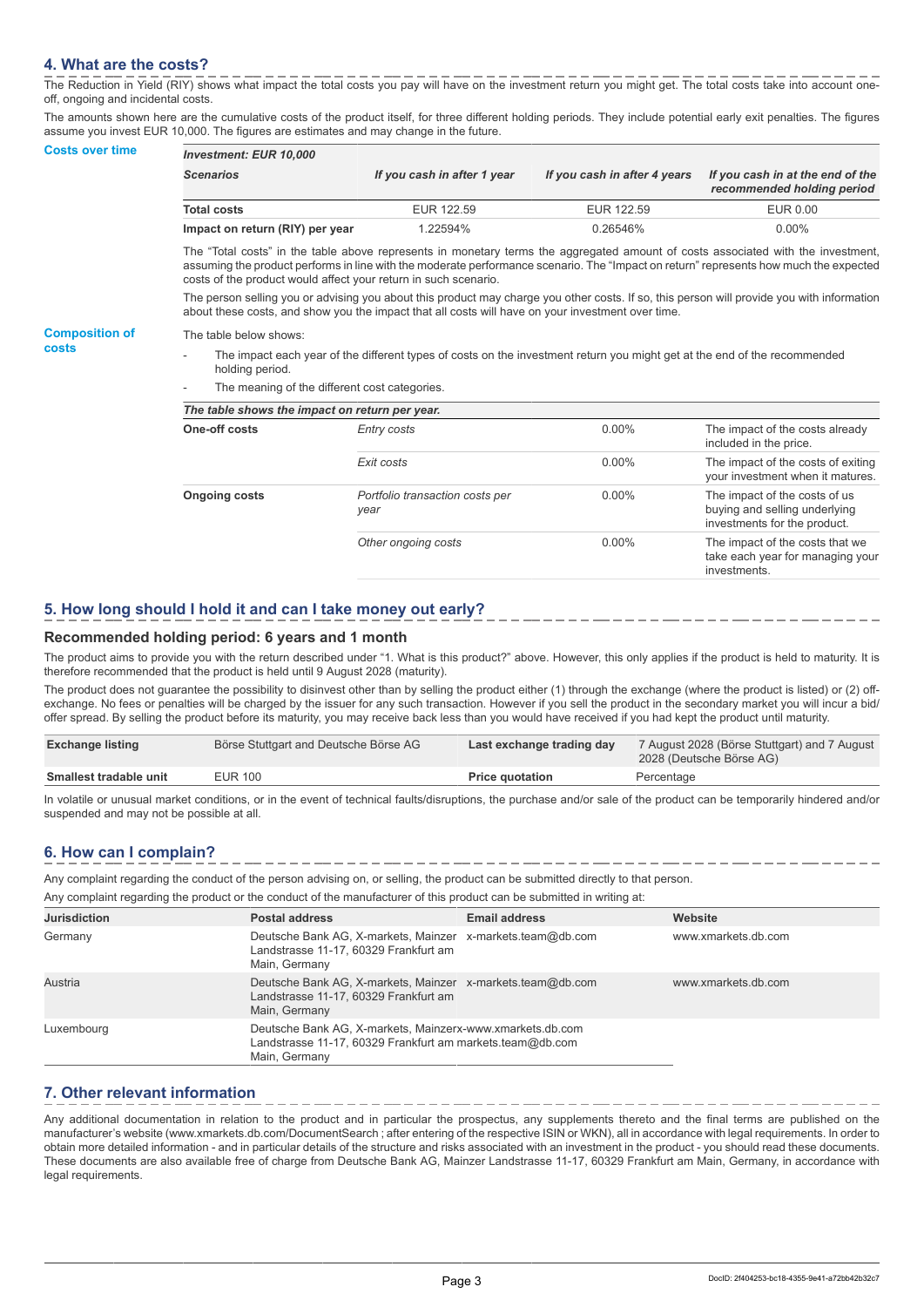## 4. What are the costs?

The Reduction in Yield (RIY) shows what impact the total costs you pay will have on the investment return you might get. The total costs take into account one-off, ongoing and incidental costs.

The amounts shown here are the cumulative costs of the product itself, for three different holding periods. They include potential early exit penalties. The figures assume you invest EUR 10,000. The figures are estimates and may change in the future.

**Costs over time**

| *Investment: EUR 10,000* | | | |
|---|---|---|---|
| ***Scenarios*** | ***If you cash in after 1 year*** | ***If you cash in after 4 years*** | ***If you cash in at the end of the recommended holding period*** |
| **Total costs** | EUR 122.59 | EUR 122.59 | EUR 0.00 |
| **Impact on return (RIY) per year** | 1.22594% | 0.26546% | 0.00% |

The "Total costs" in the table above represents in monetary terms the aggregated amount of costs associated with the investment, assuming the product performs in line with the moderate performance scenario. The "Impact on return" represents how much the expected costs of the product would affect your return in such scenario.

The person selling you or advising you about this product may charge you other costs. If so, this person will provide you with information about these costs, and show you the impact that all costs will have on your investment over time.

**Composition of costs**

The table below shows:

- The impact each year of the different types of costs on the investment return you might get at the end of the recommended holding period.
- The meaning of the different cost categories.

| *The table shows the impact on return per year.* | | | |
|---|---|---|---|
| **One-off costs** | *Entry costs* | 0.00% | The impact of the costs already included in the price. |
| | *Exit costs* | 0.00% | The impact of the costs of exiting your investment when it matures. |
| **Ongoing costs** | *Portfolio transaction costs per year* | 0.00% | The impact of the costs of us buying and selling underlying investments for the product. |
| | *Other ongoing costs* | 0.00% | The impact of the costs that we take each year for managing your investments. |

## 5. How long should I hold it and can I take money out early?

### Recommended holding period: 6 years and 1 month

The product aims to provide you with the return described under "1. What is this product?" above. However, this only applies if the product is held to maturity. It is therefore recommended that the product is held until 9 August 2028 (maturity).

The product does not guarantee the possibility to disinvest other than by selling the product either (1) through the exchange (where the product is listed) or (2) off-exchange. No fees or penalties will be charged by the issuer for any such transaction. However if you sell the product in the secondary market you will incur a bid/offer spread. By selling the product before its maturity, you may receive back less than you would have received if you had kept the product until maturity.

| | | | |
|---|---|---|---|
| **Exchange listing** | Börse Stuttgart and Deutsche Börse AG | **Last exchange trading day** | 7 August 2028 (Börse Stuttgart) and 7 August 2028 (Deutsche Börse AG) |
| **Smallest tradable unit** | EUR 100 | **Price quotation** | Percentage |

In volatile or unusual market conditions, or in the event of technical faults/disruptions, the purchase and/or sale of the product can be temporarily hindered and/or suspended and may not be possible at all.

## 6. How can I complain?

Any complaint regarding the conduct of the person advising on, or selling, the product can be submitted directly to that person.

Any complaint regarding the product or the conduct of the manufacturer of this product can be submitted in writing at:

| Jurisdiction | Postal address | Email address | Website |
|---|---|---|---|
| Germany | Deutsche Bank AG, X-markets, Mainzer Landstrasse 11-17, 60329 Frankfurt am Main, Germany | x-markets.team@db.com | www.xmarkets.db.com |
| Austria | Deutsche Bank AG, X-markets, Mainzer Landstrasse 11-17, 60329 Frankfurt am Main, Germany | x-markets.team@db.com | www.xmarkets.db.com |
| Luxembourg | Deutsche Bank AG, X-markets, Mainzer Landstrasse 11-17, 60329 Frankfurt am Main, Germany | x-www.xmarkets.db.com markets.team@db.com | |

## 7. Other relevant information

Any additional documentation in relation to the product and in particular the prospectus, any supplements thereto and the final terms are published on the manufacturer's website (www.xmarkets.db.com/DocumentSearch ; after entering of the respective ISIN or WKN), all in accordance with legal requirements. In order to obtain more detailed information - and in particular details of the structure and risks associated with an investment in the product - you should read these documents. These documents are also available free of charge from Deutsche Bank AG, Mainzer Landstrasse 11-17, 60329 Frankfurt am Main, Germany, in accordance with legal requirements.